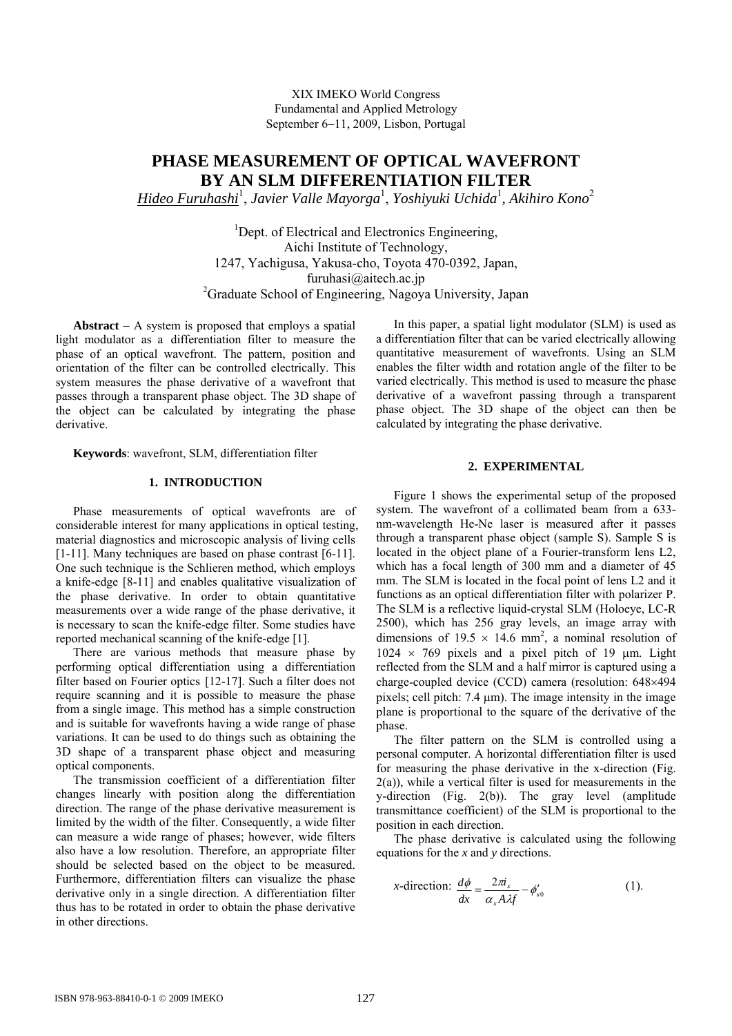XIX IMEKO World Congress
Fundamental and Applied Metrology
September 6−11, 2009, Lisbon, Portugal

# PHASE MEASUREMENT OF OPTICAL WAVEFRONT BY AN SLM DIFFERENTIATION FILTER

*Hideo Furuhashi*[1], *Javier Valle Mayorga*[1], *Yoshiyuki Uchida*[1], *Akihiro Kono*[2]

[1]Dept. of Electrical and Electronics Engineering,
Aichi Institute of Technology,
1247, Yachigusa, Yakusa-cho, Toyota 470-0392, Japan,
furuhasi@aitech.ac.jp
[2]Graduate School of Engineering, Nagoya University, Japan

**Abstract** − A system is proposed that employs a spatial light modulator as a differentiation filter to measure the phase of an optical wavefront. The pattern, position and orientation of the filter can be controlled electrically. This system measures the phase derivative of a wavefront that passes through a transparent phase object. The 3D shape of the object can be calculated by integrating the phase derivative.

**Keywords**: wavefront, SLM, differentiation filter

## 1. INTRODUCTION

Phase measurements of optical wavefronts are of considerable interest for many applications in optical testing, material diagnostics and microscopic analysis of living cells [1-11]. Many techniques are based on phase contrast [6-11]. One such technique is the Schlieren method, which employs a knife-edge [8-11] and enables qualitative visualization of the phase derivative. In order to obtain quantitative measurements over a wide range of the phase derivative, it is necessary to scan the knife-edge filter. Some studies have reported mechanical scanning of the knife-edge [1].

There are various methods that measure phase by performing optical differentiation using a differentiation filter based on Fourier optics [12-17]. Such a filter does not require scanning and it is possible to measure the phase from a single image. This method has a simple construction and is suitable for wavefronts having a wide range of phase variations. It can be used to do things such as obtaining the 3D shape of a transparent phase object and measuring optical components.

The transmission coefficient of a differentiation filter changes linearly with position along the differentiation direction. The range of the phase derivative measurement is limited by the width of the filter. Consequently, a wide filter can measure a wide range of phases; however, wide filters also have a low resolution. Therefore, an appropriate filter should be selected based on the object to be measured. Furthermore, differentiation filters can visualize the phase derivative only in a single direction. A differentiation filter thus has to be rotated in order to obtain the phase derivative in other directions.

In this paper, a spatial light modulator (SLM) is used as a differentiation filter that can be varied electrically allowing quantitative measurement of wavefronts. Using an SLM enables the filter width and rotation angle of the filter to be varied electrically. This method is used to measure the phase derivative of a wavefront passing through a transparent phase object. The 3D shape of the object can then be calculated by integrating the phase derivative.

## 2. EXPERIMENTAL

Figure 1 shows the experimental setup of the proposed system. The wavefront of a collimated beam from a 633-nm-wavelength He-Ne laser is measured after it passes through a transparent phase object (sample S). Sample S is located in the object plane of a Fourier-transform lens L2, which has a focal length of 300 mm and a diameter of 45 mm. The SLM is located in the focal point of lens L2 and it functions as an optical differentiation filter with polarizer P. The SLM is a reflective liquid-crystal SLM (Holoeye, LC-R 2500), which has 256 gray levels, an image array with dimensions of 19.5 × 14.6 mm$^2$, a nominal resolution of 1024 × 769 pixels and a pixel pitch of 19 μm. Light reflected from the SLM and a half mirror is captured using a charge-coupled device (CCD) camera (resolution: 648×494 pixels; cell pitch: 7.4 μm). The image intensity in the image plane is proportional to the square of the derivative of the phase.

The filter pattern on the SLM is controlled using a personal computer. A horizontal differentiation filter is used for measuring the phase derivative in the x-direction (Fig. 2(a)), while a vertical filter is used for measurements in the y-direction (Fig. 2(b)). The gray level (amplitude transmittance coefficient) of the SLM is proportional to the position in each direction.

The phase derivative is calculated using the following equations for the *x* and *y* directions.

$$x\text{-direction: } \frac{d\phi}{dx} = \frac{2\pi i_x}{\alpha_x A \lambda f} - \phi'_{x0} \qquad (1).$$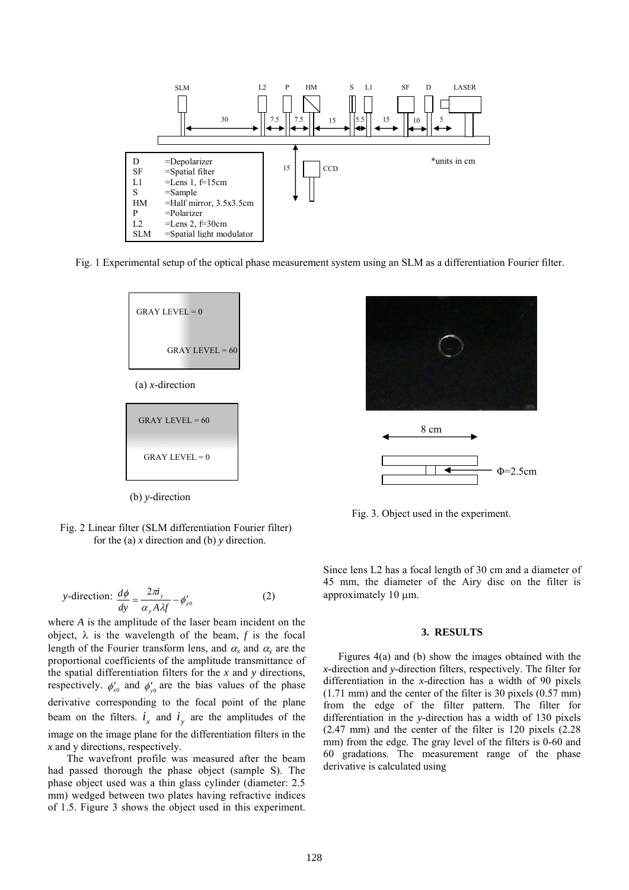Fig. 1 Experimental setup of the optical phase measurement system using an SLM as a differentiation Fourier filter.

Fig. 2 Linear filter (SLM differentiation Fourier filter) for the (a) *x* direction and (b) *y* direction.

Fig. 3. Object used in the experiment.

*y*-direction: $$\frac{d\phi}{dy} = \frac{2\pi i_y}{\alpha_y A \lambda f} - \phi'_{y0} \quad (2)$$

where *A* is the amplitude of the laser beam incident on the object, $\lambda$ is the wavelength of the beam, *f* is the focal length of the Fourier transform lens, and $\alpha_x$ and $\alpha_y$ are the proportional coefficients of the amplitude transmittance of the spatial differentiation filters for the *x* and *y* directions, respectively. $\phi'_{x0}$ and $\phi'_{y0}$ are the bias values of the phase derivative corresponding to the focal point of the plane beam on the filters. $i_x$ and $i_y$ are the amplitudes of the image on the image plane for the differentiation filters in the *x* and y directions, respectively.

The wavefront profile was measured after the beam had passed thorough the phase object (sample S). The phase object used was a thin glass cylinder (diameter: 2.5 mm) wedged between two plates having refractive indices of 1.5. Figure 3 shows the object used in this experiment. Since lens L2 has a focal length of 30 cm and a diameter of 45 mm, the diameter of the Airy disc on the filter is approximately 10 μm.

## 3. RESULTS

Figures 4(a) and (b) show the images obtained with the *x*-direction and *y*-direction filters, respectively. The filter for differentiation in the *x*-direction has a width of 90 pixels (1.71 mm) and the center of the filter is 30 pixels (0.57 mm) from the edge of the filter pattern. The filter for differentiation in the *y*-direction has a width of 130 pixels (2.47 mm) and the center of the filter is 120 pixels (2.28 mm) from the edge. The gray level of the filters is 0-60 and 60 gradations. The measurement range of the phase derivative is calculated using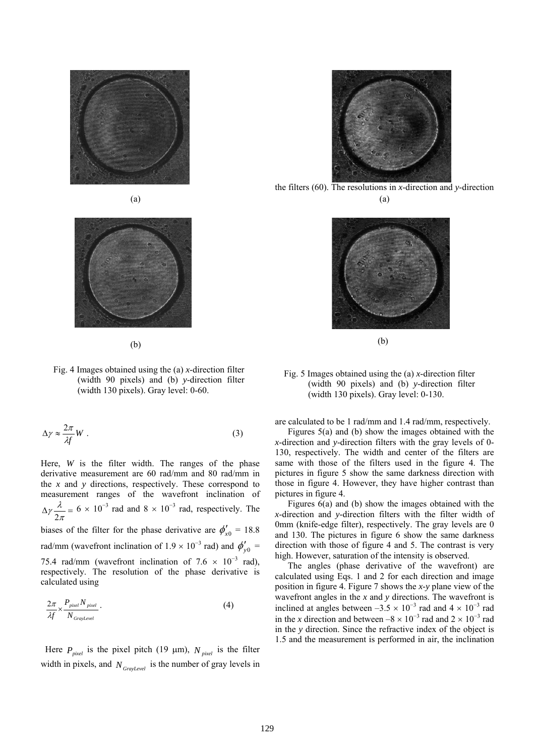(a)

(b)

Fig. 4 Images obtained using the (a) *x*-direction filter (width 90 pixels) and (b) *y*-direction filter (width 130 pixels). Gray level: 0-60.

$$\Delta\gamma \approx \frac{2\pi}{\lambda f} W \ . \tag{3}$$

Here, $W$ is the filter width. The ranges of the phase derivative measurement are 60 rad/mm and 80 rad/mm in the *x* and *y* directions, respectively. These correspond to measurement ranges of the wavefront inclination of $\Delta\gamma \frac{\lambda}{2\pi} = 6 \times 10^{-3}$ rad and $8 \times 10^{-3}$ rad, respectively. The biases of the filter for the phase derivative are $\phi'_{x0}$ = 18.8 rad/mm (wavefront inclination of $1.9 \times 10^{-3}$ rad) and $\phi'_{y0}$ = 75.4 rad/mm (wavefront inclination of $7.6 \times 10^{-3}$ rad), respectively. The resolution of the phase derivative is calculated using

$$\frac{2\pi}{\lambda f} \times \frac{P_{pixel} N_{pixel}}{N_{GrayLevel}} \ . \tag{4}$$

Here $P_{pixel}$ is the pixel pitch (19 μm), $N_{pixel}$ is the filter width in pixels, and $N_{GrayLevel}$ is the number of gray levels in the filters (60). The resolutions in *x*-direction and *y*-direction are calculated to be 1 rad/mm and 1.4 rad/mm, respectively.

(a)

(b)

Fig. 5 Images obtained using the (a) *x*-direction filter (width 90 pixels) and (b) *y*-direction filter (width 130 pixels). Gray level: 0-130.

Figures 5(a) and (b) show the images obtained with the *x*-direction and *y*-direction filters with the gray levels of 0-130, respectively. The width and center of the filters are same with those of the filters used in the figure 4. The pictures in figure 5 show the same darkness direction with those in figure 4. However, they have higher contrast than pictures in figure 4.

Figures 6(a) and (b) show the images obtained with the *x*-direction and *y*-direction filters with the filter width of 0mm (knife-edge filter), respectively. The gray levels are 0 and 130. The pictures in figure 6 show the same darkness direction with those of figure 4 and 5. The contrast is very high. However, saturation of the intensity is observed.

The angles (phase derivative of the wavefront) are calculated using Eqs. 1 and 2 for each direction and image position in figure 4. Figure 7 shows the *x*-*y* plane view of the wavefront angles in the *x* and *y* directions. The wavefront is inclined at angles between $-3.5 \times 10^{-3}$ rad and $4 \times 10^{-3}$ rad in the *x* direction and between $-8 \times 10^{-3}$ rad and $2 \times 10^{-3}$ rad in the *y* direction. Since the refractive index of the object is 1.5 and the measurement is performed in air, the inclination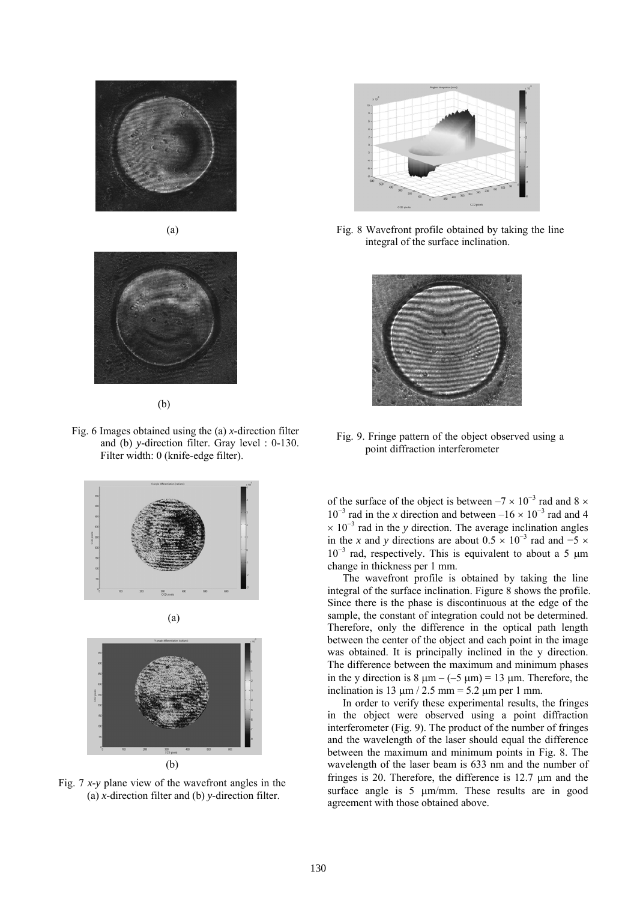(a)

(b)

Fig. 6 Images obtained using the (a) *x*-direction filter and (b) *y*-direction filter. Gray level : 0-130. Filter width: 0 (knife-edge filter).

(a)

(b)

Fig. 7 *x*-*y* plane view of the wavefront angles in the (a) *x*-direction filter and (b) *y*-direction filter.

Fig. 8 Wavefront profile obtained by taking the line integral of the surface inclination.

Fig. 9. Fringe pattern of the object observed using a point diffraction interferometer

of the surface of the object is between $-7 \times 10^{-3}$ rad and $8 \times 10^{-3}$ rad in the *x* direction and between $-16 \times 10^{-3}$ rad and $4 \times 10^{-3}$ rad in the *y* direction. The average inclination angles in the *x* and *y* directions are about $0.5 \times 10^{-3}$ rad and $-5 \times 10^{-3}$ rad, respectively. This is equivalent to about a 5 μm change in thickness per 1 mm.

The wavefront profile is obtained by taking the line integral of the surface inclination. Figure 8 shows the profile. Since there is the phase is discontinuous at the edge of the sample, the constant of integration could not be determined. Therefore, only the difference in the optical path length between the center of the object and each point in the image was obtained. It is principally inclined in the y direction. The difference between the maximum and minimum phases in the y direction is 8 μm – (–5 μm) = 13 μm. Therefore, the inclination is 13 μm / 2.5 mm = 5.2 μm per 1 mm.

In order to verify these experimental results, the fringes in the object were observed using a point diffraction interferometer (Fig. 9). The product of the number of fringes and the wavelength of the laser should equal the difference between the maximum and minimum points in Fig. 8. The wavelength of the laser beam is 633 nm and the number of fringes is 20. Therefore, the difference is 12.7 μm and the surface angle is 5 μm/mm. These results are in good agreement with those obtained above.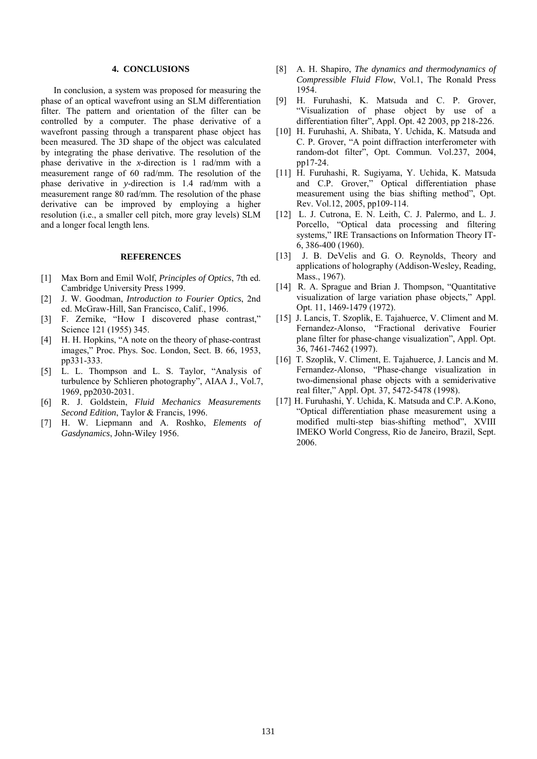## 4. CONCLUSIONS

In conclusion, a system was proposed for measuring the phase of an optical wavefront using an SLM differentiation filter. The pattern and orientation of the filter can be controlled by a computer. The phase derivative of a wavefront passing through a transparent phase object has been measured. The 3D shape of the object was calculated by integrating the phase derivative. The resolution of the phase derivative in the *x*-direction is 1 rad/mm with a measurement range of 60 rad/mm. The resolution of the phase derivative in *y*-direction is 1.4 rad/mm with a measurement range 80 rad/mm. The resolution of the phase derivative can be improved by employing a higher resolution (i.e., a smaller cell pitch, more gray levels) SLM and a longer focal length lens.

## REFERENCES

[1] Max Born and Emil Wolf, *Principles of Optics*, 7th ed. Cambridge University Press 1999.

[2] J. W. Goodman, *Introduction to Fourier Optics*, 2nd ed. McGraw-Hill, San Francisco, Calif., 1996.

[3] F. Zernike, "How I discovered phase contrast," Science 121 (1955) 345.

[4] H. H. Hopkins, "A note on the theory of phase-contrast images," Proc. Phys. Soc. London, Sect. B. 66, 1953, pp331-333.

[5] L. L. Thompson and L. S. Taylor, "Analysis of turbulence by Schlieren photography", AIAA J., Vol.7, 1969, pp2030-2031.

[6] R. J. Goldstein, *Fluid Mechanics Measurements Second Edition*, Taylor & Francis, 1996.

[7] H. W. Liepmann and A. Roshko, *Elements of Gasdynamics*, John-Wiley 1956.

[8] A. H. Shapiro, *The dynamics and thermodynamics of Compressible Fluid Flow*, Vol.1, The Ronald Press 1954.

[9] H. Furuhashi, K. Matsuda and C. P. Grover, "Visualization of phase object by use of a differentiation filter", Appl. Opt. 42 2003, pp 218-226.

[10] H. Furuhashi, A. Shibata, Y. Uchida, K. Matsuda and C. P. Grover, "A point diffraction interferometer with random-dot filter", Opt. Commun. Vol.237, 2004, pp17-24.

[11] H. Furuhashi, R. Sugiyama, Y. Uchida, K. Matsuda and C.P. Grover," Optical differentiation phase measurement using the bias shifting method", Opt. Rev. Vol.12, 2005, pp109-114.

[12] L. J. Cutrona, E. N. Leith, C. J. Palermo, and L. J. Porcello, "Optical data processing and filtering systems," IRE Transactions on Information Theory IT-6, 386-400 (1960).

[13] J. B. DeVelis and G. O. Reynolds, Theory and applications of holography (Addison-Wesley, Reading, Mass., 1967).

[14] R. A. Sprague and Brian J. Thompson, "Quantitative visualization of large variation phase objects," Appl. Opt. 11, 1469-1479 (1972).

[15] J. Lancis, T. Szoplik, E. Tajahuerce, V. Climent and M. Fernandez-Alonso, "Fractional derivative Fourier plane filter for phase-change visualization", Appl. Opt. 36, 7461-7462 (1997).

[16] T. Szoplik, V. Climent, E. Tajahuerce, J. Lancis and M. Fernandez-Alonso, "Phase-change visualization in two-dimensional phase objects with a semiderivative real filter," Appl. Opt. 37, 5472-5478 (1998).

[17] H. Furuhashi, Y. Uchida, K. Matsuda and C.P. A.Kono, "Optical differentiation phase measurement using a modified multi-step bias-shifting method", XVIII IMEKO World Congress, Rio de Janeiro, Brazil, Sept. 2006.